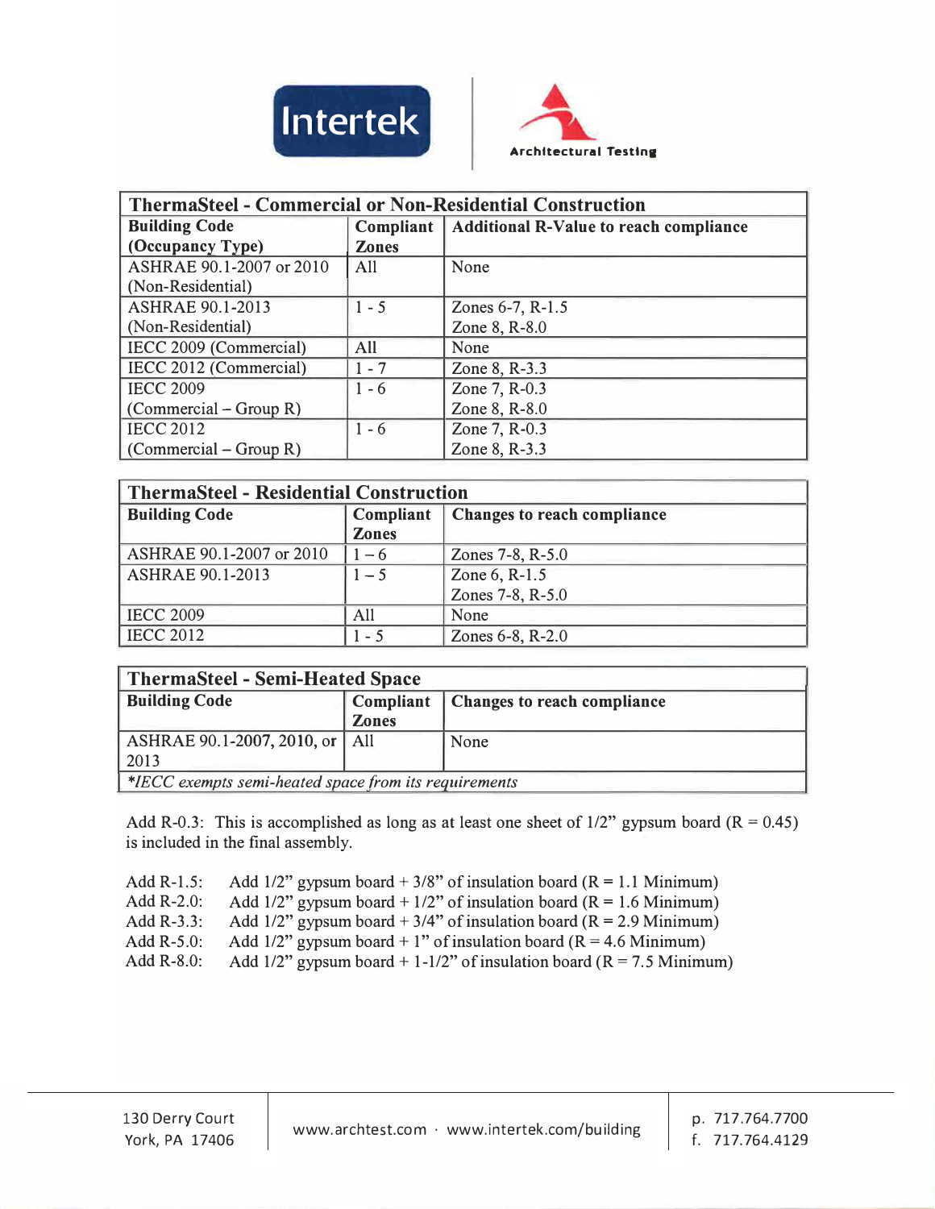| ThermaSteel - Commercial or Non-Residential Construction | | |
|---|---|---|
| **Building Code (Occupancy Type)** | **Compliant Zones** | **Additional R-Value to reach compliance** |
| ASHRAE 90.1-2007 or 2010 (Non-Residential) | All | None |
| ASHRAE 90.1-2013 (Non-Residential) | 1 - 5 | Zones 6-7, R-1.5<br>Zone 8, R-8.0 |
| IECC 2009 (Commercial) | All | None |
| IECC 2012 (Commercial) | 1 - 7 | Zone 8, R-3.3 |
| IECC 2009 (Commercial – Group R) | 1 - 6 | Zone 7, R-0.3<br>Zone 8, R-8.0 |
| IECC 2012 (Commercial – Group R) | 1 - 6 | Zone 7, R-0.3<br>Zone 8, R-3.3 |

| ThermaSteel - Residential Construction | | |
|---|---|---|
| **Building Code** | **Compliant Zones** | **Changes to reach compliance** |
| ASHRAE 90.1-2007 or 2010 | 1 – 6 | Zones 7-8, R-5.0 |
| ASHRAE 90.1-2013 | 1 – 5 | Zone 6, R-1.5<br>Zones 7-8, R-5.0 |
| IECC 2009 | All | None |
| IECC 2012 | 1 - 5 | Zones 6-8, R-2.0 |

| ThermaSteel - Semi-Heated Space | | |
|---|---|---|
| **Building Code** | **Compliant Zones** | **Changes to reach compliance** |
| ASHRAE 90.1-2007, 2010, or 2013 | All | None |
| *\*IECC exempts semi-heated space from its requirements* | | |

Add R-0.3: This is accomplished as long as at least one sheet of 1/2" gypsum board (R = 0.45) is included in the final assembly.

Add R-1.5: Add 1/2" gypsum board + 3/8" of insulation board (R = 1.1 Minimum)
Add R-2.0: Add 1/2" gypsum board + 1/2" of insulation board (R = 1.6 Minimum)
Add R-3.3: Add 1/2" gypsum board + 3/4" of insulation board (R = 2.9 Minimum)
Add R-5.0: Add 1/2" gypsum board + 1" of insulation board (R = 4.6 Minimum)
Add R-8.0: Add 1/2" gypsum board + 1-1/2" of insulation board (R = 7.5 Minimum)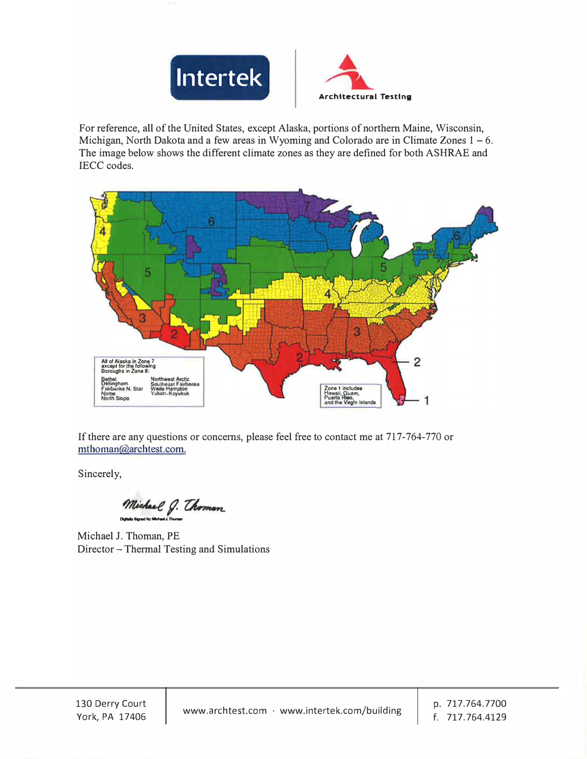For reference, all of the United States, except Alaska, portions of northern Maine, Wisconsin, Michigan, North Dakota and a few areas in Wyoming and Colorado are in Climate Zones 1 – 6. The image below shows the different climate zones as they are defined for both ASHRAE and IECC codes.

7

6

4

5

5

6

4

3

3

2

2

2

1

All of Alaska in Zone 7 except for the following Boroughs in Zone 8:

Bethel
Dellingham
Fairbanks N. Star
Nome
North Slope

Northwest Arctic
Southeast Fairbanks
Wade Hampton
Yukon-Koyukuk

Zone 1 includes Hawaii, Guam, Puerto Rico, and the Virgin Islands

If there are any questions or concerns, please feel free to contact me at 717-764-770 or mthoman@archtest.com.

Sincerely,

Michael J. Thoman
Digitally Signed by: Michael J. Thoman

Michael J. Thoman, PE
Director – Thermal Testing and Simulations